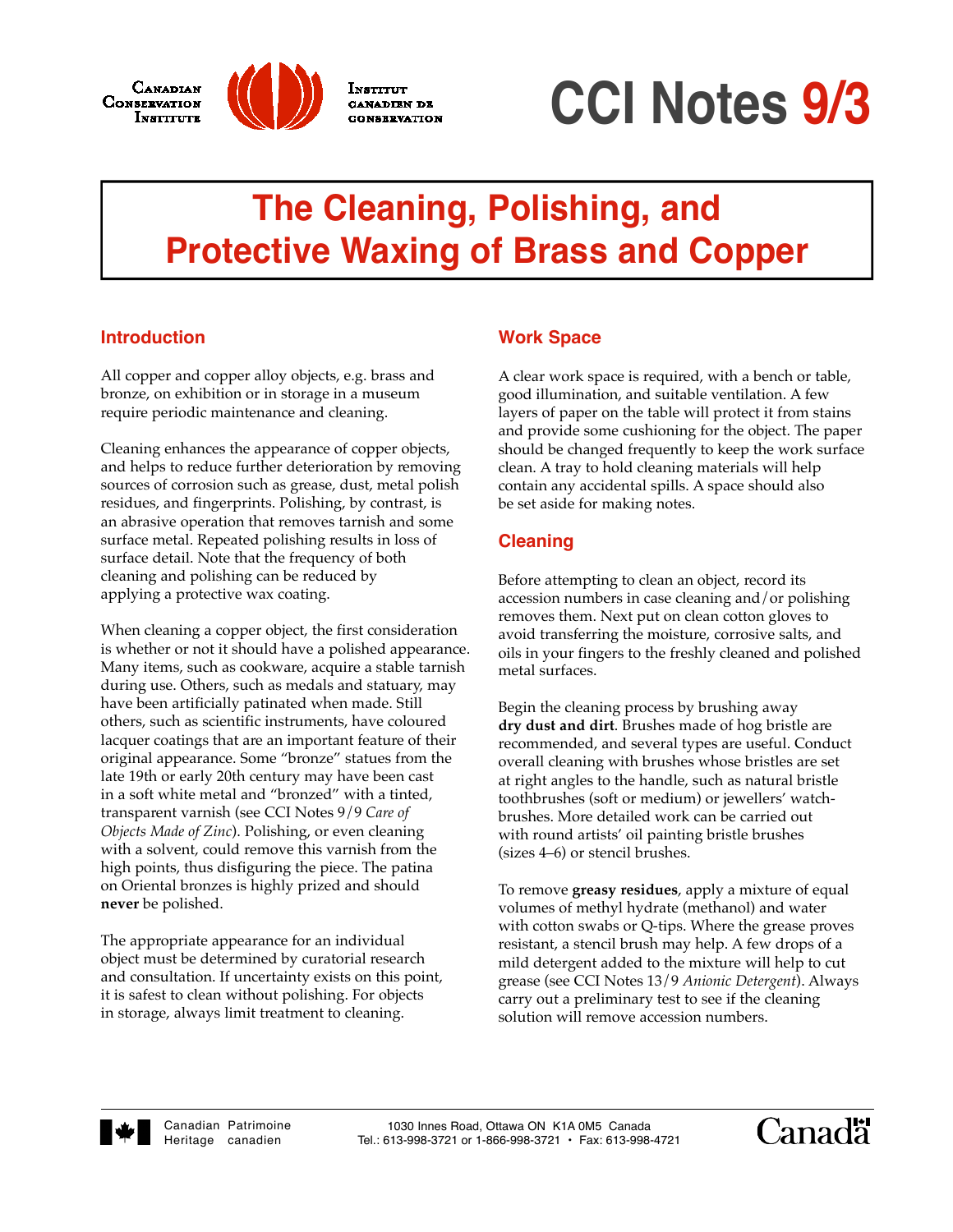# CCI Notes 9/3

## The Cleaning, Polishing, and Protective Waxing of Brass and Copper

### Introduction

All copper and copper alloy objects, e.g. brass and bronze, on exhibition or in storage in a museum require periodic maintenance and cleaning.

Cleaning enhances the appearance of copper objects, and helps to reduce further deterioration by removing sources of corrosion such as grease, dust, metal polish residues, and fingerprints. Polishing, by contrast, is an abrasive operation that removes tarnish and some surface metal. Repeated polishing results in loss of surface detail. Note that the frequency of both cleaning and polishing can be reduced by applying a protective wax coating.

When cleaning a copper object, the first consideration is whether or not it should have a polished appearance. Many items, such as cookware, acquire a stable tarnish during use. Others, such as medals and statuary, may have been artificially patinated when made. Still others, such as scientific instruments, have coloured lacquer coatings that are an important feature of their original appearance. Some "bronze" statues from the late 19th or early 20th century may have been cast in a soft white metal and "bronzed" with a tinted, transparent varnish (see CCI Notes 9/9 *Care of Objects Made of Zinc*). Polishing, or even cleaning with a solvent, could remove this varnish from the high points, thus disfiguring the piece. The patina on Oriental bronzes is highly prized and should **never** be polished.

The appropriate appearance for an individual object must be determined by curatorial research and consultation. If uncertainty exists on this point, it is safest to clean without polishing. For objects in storage, always limit treatment to cleaning.

### Work Space

A clear work space is required, with a bench or table, good illumination, and suitable ventilation. A few layers of paper on the table will protect it from stains and provide some cushioning for the object. The paper should be changed frequently to keep the work surface clean. A tray to hold cleaning materials will help contain any accidental spills. A space should also be set aside for making notes.

### Cleaning

Before attempting to clean an object, record its accession numbers in case cleaning and/or polishing removes them. Next put on clean cotton gloves to avoid transferring the moisture, corrosive salts, and oils in your fingers to the freshly cleaned and polished metal surfaces.

Begin the cleaning process by brushing away **dry dust and dirt**. Brushes made of hog bristle are recommended, and several types are useful. Conduct overall cleaning with brushes whose bristles are set at right angles to the handle, such as natural bristle toothbrushes (soft or medium) or jewellers' watch-brushes. More detailed work can be carried out with round artists' oil painting bristle brushes (sizes 4–6) or stencil brushes.

To remove **greasy residues**, apply a mixture of equal volumes of methyl hydrate (methanol) and water with cotton swabs or Q-tips. Where the grease proves resistant, a stencil brush may help. A few drops of a mild detergent added to the mixture will help to cut grease (see CCI Notes 13/9 *Anionic Detergent*). Always carry out a preliminary test to see if the cleaning solution will remove accession numbers.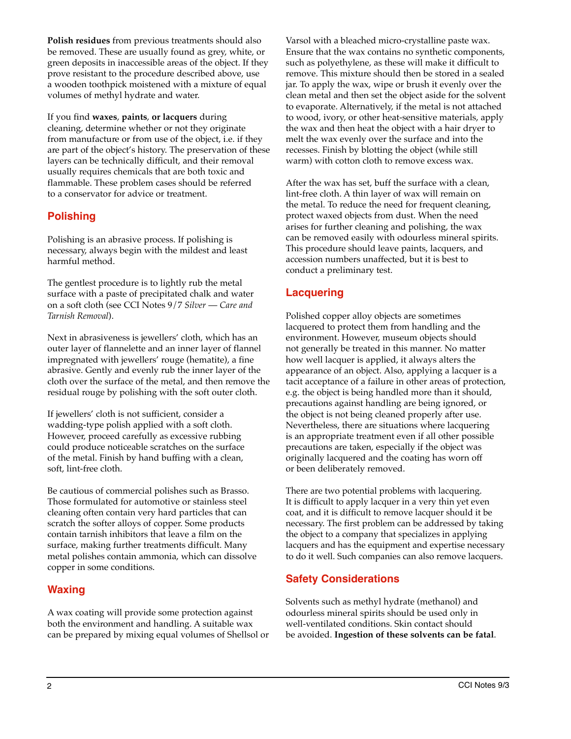**Polish residues** from previous treatments should also be removed. These are usually found as grey, white, or green deposits in inaccessible areas of the object. If they prove resistant to the procedure described above, use a wooden toothpick moistened with a mixture of equal volumes of methyl hydrate and water.

If you find **waxes**, **paints**, **or lacquers** during cleaning, determine whether or not they originate from manufacture or from use of the object, i.e. if they are part of the object's history. The preservation of these layers can be technically difficult, and their removal usually requires chemicals that are both toxic and flammable. These problem cases should be referred to a conservator for advice or treatment.

## Polishing

Polishing is an abrasive process. If polishing is necessary, always begin with the mildest and least harmful method.

The gentlest procedure is to lightly rub the metal surface with a paste of precipitated chalk and water on a soft cloth (see CCI Notes 9/7 *Silver — Care and Tarnish Removal*).

Next in abrasiveness is jewellers' cloth, which has an outer layer of flannelette and an inner layer of flannel impregnated with jewellers' rouge (hematite), a fine abrasive. Gently and evenly rub the inner layer of the cloth over the surface of the metal, and then remove the residual rouge by polishing with the soft outer cloth.

If jewellers' cloth is not sufficient, consider a wadding-type polish applied with a soft cloth. However, proceed carefully as excessive rubbing could produce noticeable scratches on the surface of the metal. Finish by hand buffing with a clean, soft, lint-free cloth.

Be cautious of commercial polishes such as Brasso. Those formulated for automotive or stainless steel cleaning often contain very hard particles that can scratch the softer alloys of copper. Some products contain tarnish inhibitors that leave a film on the surface, making further treatments difficult. Many metal polishes contain ammonia, which can dissolve copper in some conditions.

## Waxing

A wax coating will provide some protection against both the environment and handling. A suitable wax can be prepared by mixing equal volumes of Shellsol or Varsol with a bleached micro-crystalline paste wax. Ensure that the wax contains no synthetic components, such as polyethylene, as these will make it difficult to remove. This mixture should then be stored in a sealed jar. To apply the wax, wipe or brush it evenly over the clean metal and then set the object aside for the solvent to evaporate. Alternatively, if the metal is not attached to wood, ivory, or other heat-sensitive materials, apply the wax and then heat the object with a hair dryer to melt the wax evenly over the surface and into the recesses. Finish by blotting the object (while still warm) with cotton cloth to remove excess wax.

After the wax has set, buff the surface with a clean, lint-free cloth. A thin layer of wax will remain on the metal. To reduce the need for frequent cleaning, protect waxed objects from dust. When the need arises for further cleaning and polishing, the wax can be removed easily with odourless mineral spirits. This procedure should leave paints, lacquers, and accession numbers unaffected, but it is best to conduct a preliminary test.

## Lacquering

Polished copper alloy objects are sometimes lacquered to protect them from handling and the environment. However, museum objects should not generally be treated in this manner. No matter how well lacquer is applied, it always alters the appearance of an object. Also, applying a lacquer is a tacit acceptance of a failure in other areas of protection, e.g. the object is being handled more than it should, precautions against handling are being ignored, or the object is not being cleaned properly after use. Nevertheless, there are situations where lacquering is an appropriate treatment even if all other possible precautions are taken, especially if the object was originally lacquered and the coating has worn off or been deliberately removed.

There are two potential problems with lacquering. It is difficult to apply lacquer in a very thin yet even coat, and it is difficult to remove lacquer should it be necessary. The first problem can be addressed by taking the object to a company that specializes in applying lacquers and has the equipment and expertise necessary to do it well. Such companies can also remove lacquers.

## Safety Considerations

Solvents such as methyl hydrate (methanol) and odourless mineral spirits should be used only in well-ventilated conditions. Skin contact should be avoided. **Ingestion of these solvents can be fatal**.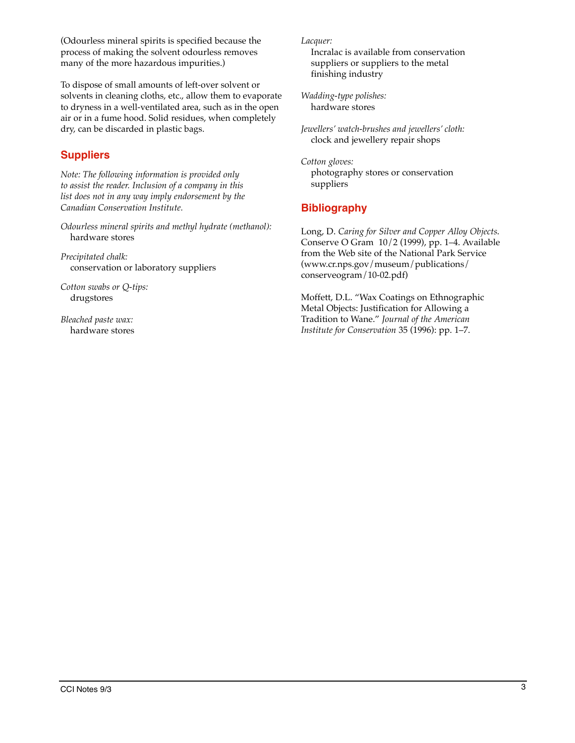(Odourless mineral spirits is specified because the process of making the solvent odourless removes many of the more hazardous impurities.)

To dispose of small amounts of left-over solvent or solvents in cleaning cloths, etc., allow them to evaporate to dryness in a well-ventilated area, such as in the open air or in a fume hood. Solid residues, when completely dry, can be discarded in plastic bags.

## Suppliers

*Note: The following information is provided only to assist the reader. Inclusion of a company in this list does not in any way imply endorsement by the Canadian Conservation Institute.*

*Odourless mineral spirits and methyl hydrate (methanol):*
hardware stores

*Precipitated chalk:*
conservation or laboratory suppliers

*Cotton swabs or Q-tips:*
drugstores

*Bleached paste wax:*
hardware stores

*Lacquer:*
Incralac is available from conservation suppliers or suppliers to the metal finishing industry

*Wadding-type polishes:*
hardware stores

*Jewellers' watch-brushes and jewellers' cloth:*
clock and jewellery repair shops

*Cotton gloves:*
photography stores or conservation suppliers

## Bibliography

Long, D. *Caring for Silver and Copper Alloy Objects*. Conserve O Gram 10/2 (1999), pp. 1–4. Available from the Web site of the National Park Service (www.cr.nps.gov/museum/publications/conserveogram/10-02.pdf)

Moffett, D.L. "Wax Coatings on Ethnographic Metal Objects: Justification for Allowing a Tradition to Wane." *Journal of the American Institute for Conservation* 35 (1996): pp. 1–7.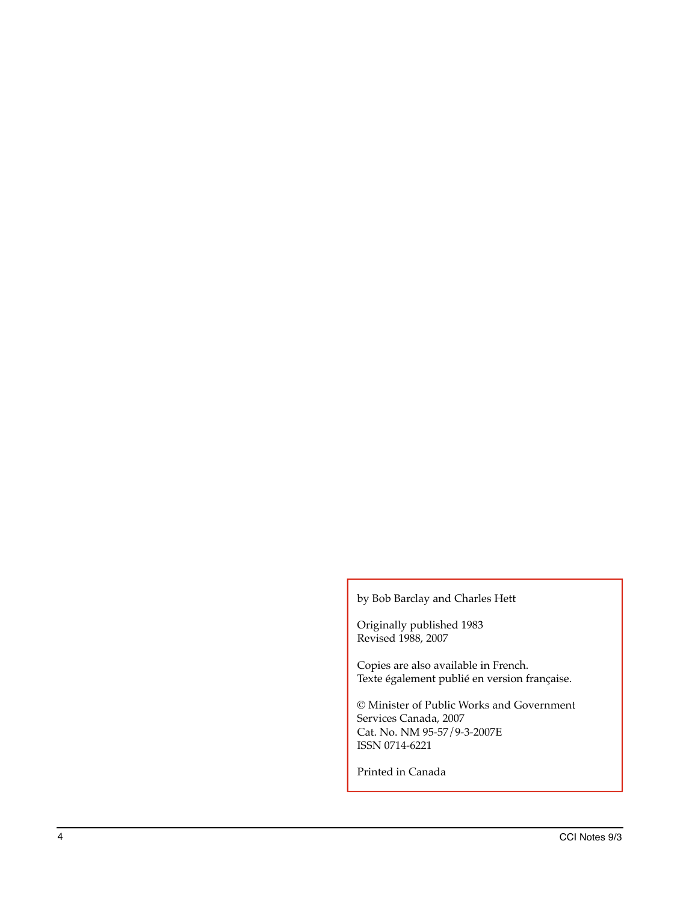by Bob Barclay and Charles Hett

Originally published 1983
Revised 1988, 2007

Copies are also available in French.
Texte également publié en version française.

© Minister of Public Works and Government Services Canada, 2007
Cat. No. NM 95-57/9-3-2007E
ISSN 0714-6221

Printed in Canada